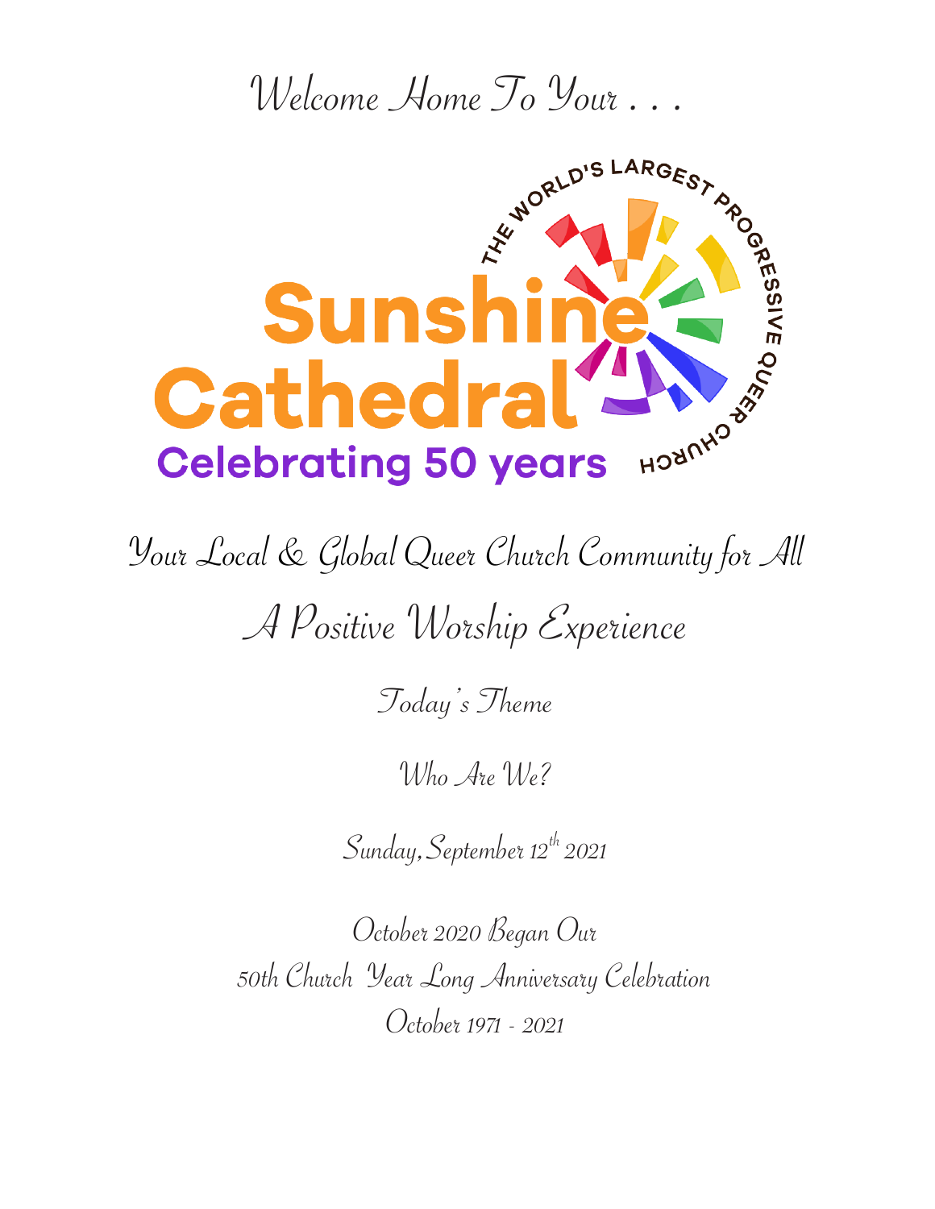Welcome Home To Your . . .

THE WORLD'S LARGEST PROGRESSIVE QUEER CHURCH

# Sunshine Cathedral

**Celebrating 50 years**

Your Local & Global Queer Church Community for All

## A Positive Worship Experience

Today's Theme

Who Are We?

Sunday, September 12th 2021

October 2020 Began Our
50th Church Year Long Anniversary Celebration
October 1971 - 2021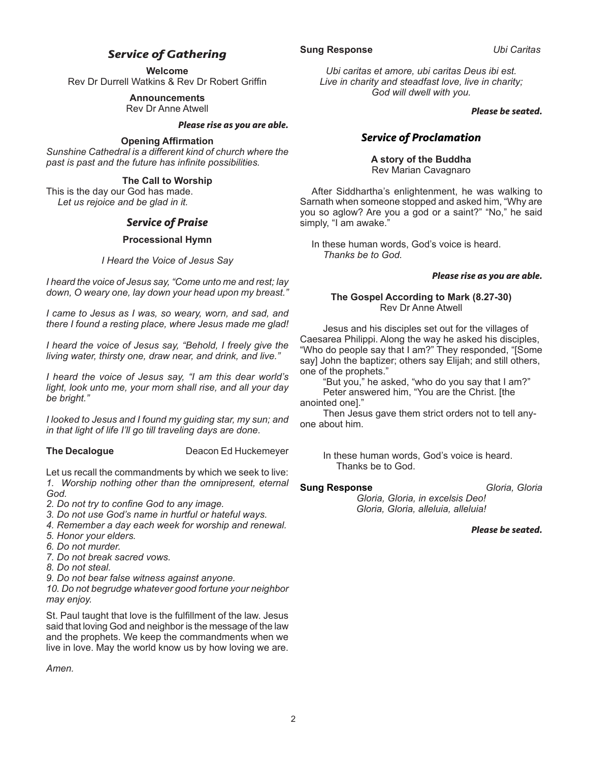## *Service of Gathering*

**Welcome**
Rev Dr Durrell Watkins & Rev Dr Robert Griffin

**Announcements**
Rev Dr Anne Atwell

***Please rise as you are able.***

**Opening Affirmation**
*Sunshine Cathedral is a different kind of church where the past is past and the future has infinite possibilities.*

**The Call to Worship**
This is the day our God has made.
*Let us rejoice and be glad in it.*

## *Service of Praise*

**Processional Hymn**

*I Heard the Voice of Jesus Say*

*I heard the voice of Jesus say, "Come unto me and rest; lay down, O weary one, lay down your head upon my breast."*

*I came to Jesus as I was, so weary, worn, and sad, and there I found a resting place, where Jesus made me glad!*

*I heard the voice of Jesus say, "Behold, I freely give the living water, thirsty one, draw near, and drink, and live."*

*I heard the voice of Jesus say, "I am this dear world's light, look unto me, your morn shall rise, and all your day be bright."*

*I looked to Jesus and I found my guiding star, my sun; and in that light of life I'll go till traveling days are done.*

**The Decalogue** Deacon Ed Huckemeyer

Let us recall the commandments by which we seek to live:
*1. Worship nothing other than the omnipresent, eternal God.*
*2. Do not try to confine God to any image.*
*3. Do not use God's name in hurtful or hateful ways.*
*4. Remember a day each week for worship and renewal.*
*5. Honor your elders.*
*6. Do not murder.*
*7. Do not break sacred vows.*
*8. Do not steal.*
*9. Do not bear false witness against anyone.*
*10. Do not begrudge whatever good fortune your neighbor may enjoy.*

St. Paul taught that love is the fulfillment of the law. Jesus said that loving God and neighbor is the message of the law and the prophets. We keep the commandments when we live in love. May the world know us by how loving we are.

*Amen.*

**Sung Response** *Ubi Caritas*

*Ubi caritas et amore, ubi caritas Deus ibi est.*
*Live in charity and steadfast love, live in charity;*
*God will dwell with you.*

***Please be seated.***

## *Service of Proclamation*

**A story of the Buddha**
Rev Marian Cavagnaro

After Siddhartha's enlightenment, he was walking to Sarnath when someone stopped and asked him, "Why are you so aglow? Are you a god or a saint?" "No," he said simply, "I am awake."

In these human words, God's voice is heard.
*Thanks be to God.*

***Please rise as you are able.***

**The Gospel According to Mark (8.27-30)**
Rev Dr Anne Atwell

Jesus and his disciples set out for the villages of Caesarea Philippi. Along the way he asked his disciples, "Who do people say that I am?" They responded, "[Some say] John the baptizer; others say Elijah; and still others, one of the prophets."

"But you," he asked, "who do you say that I am?"

Peter answered him, "You are the Christ. [the anointed one]."

Then Jesus gave them strict orders not to tell anyone about him.

In these human words, God's voice is heard.
Thanks be to God.

**Sung Response** *Gloria, Gloria*

*Gloria, Gloria, in excelsis Deo!*
*Gloria, Gloria, alleluia, alleluia!*

***Please be seated.***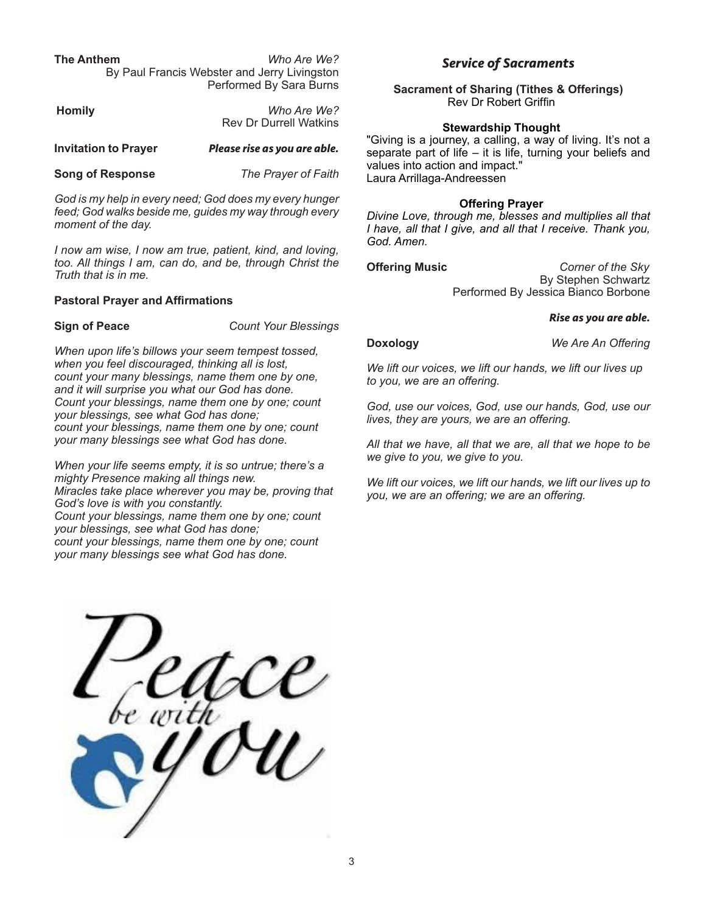**The Anthem** *Who Are We?*
By Paul Francis Webster and Jerry Livingston
Performed By Sara Burns

**Homily** *Who Are We?*
Rev Dr Durrell Watkins

**Invitation to Prayer** ***Please rise as you are able.***

**Song of Response** *The Prayer of Faith*

*God is my help in every need; God does my every hunger feed; God walks beside me, guides my way through every moment of the day.*

*I now am wise, I now am true, patient, kind, and loving, too. All things I am, can do, and be, through Christ the Truth that is in me.*

**Pastoral Prayer and Affirmations**

**Sign of Peace** *Count Your Blessings*

*When upon life's billows your seem tempest tossed,*
*when you feel discouraged, thinking all is lost,*
*count your many blessings, name them one by one,*
*and it will surprise you what our God has done.*
*Count your blessings, name them one by one; count your blessings, see what God has done;*
*count your blessings, name them one by one; count your many blessings see what God has done.*

*When your life seems empty, it is so untrue; there's a mighty Presence making all things new.*
*Miracles take place wherever you may be, proving that God's love is with you constantly.*
*Count your blessings, name them one by one; count your blessings, see what God has done;*
*count your blessings, name them one by one; count your many blessings see what God has done.*

Peace be with you

## *Service of Sacraments*

**Sacrament of Sharing (Tithes & Offerings)**
Rev Dr Robert Griffin

**Stewardship Thought**

"Giving is a journey, a calling, a way of living. It's not a separate part of life – it is life, turning your beliefs and values into action and impact."
Laura Arrillaga-Andreessen

**Offering Prayer**

*Divine Love, through me, blesses and multiplies all that I have, all that I give, and all that I receive. Thank you, God. Amen.*

**Offering Music** *Corner of the Sky*
By Stephen Schwartz
Performed By Jessica Bianco Borbone

***Rise as you are able.***

**Doxology** *We Are An Offering*

*We lift our voices, we lift our hands, we lift our lives up to you, we are an offering.*

*God, use our voices, God, use our hands, God, use our lives, they are yours, we are an offering.*

*All that we have, all that we are, all that we hope to be we give to you, we give to you.*

*We lift our voices, we lift our hands, we lift our lives up to you, we are an offering; we are an offering.*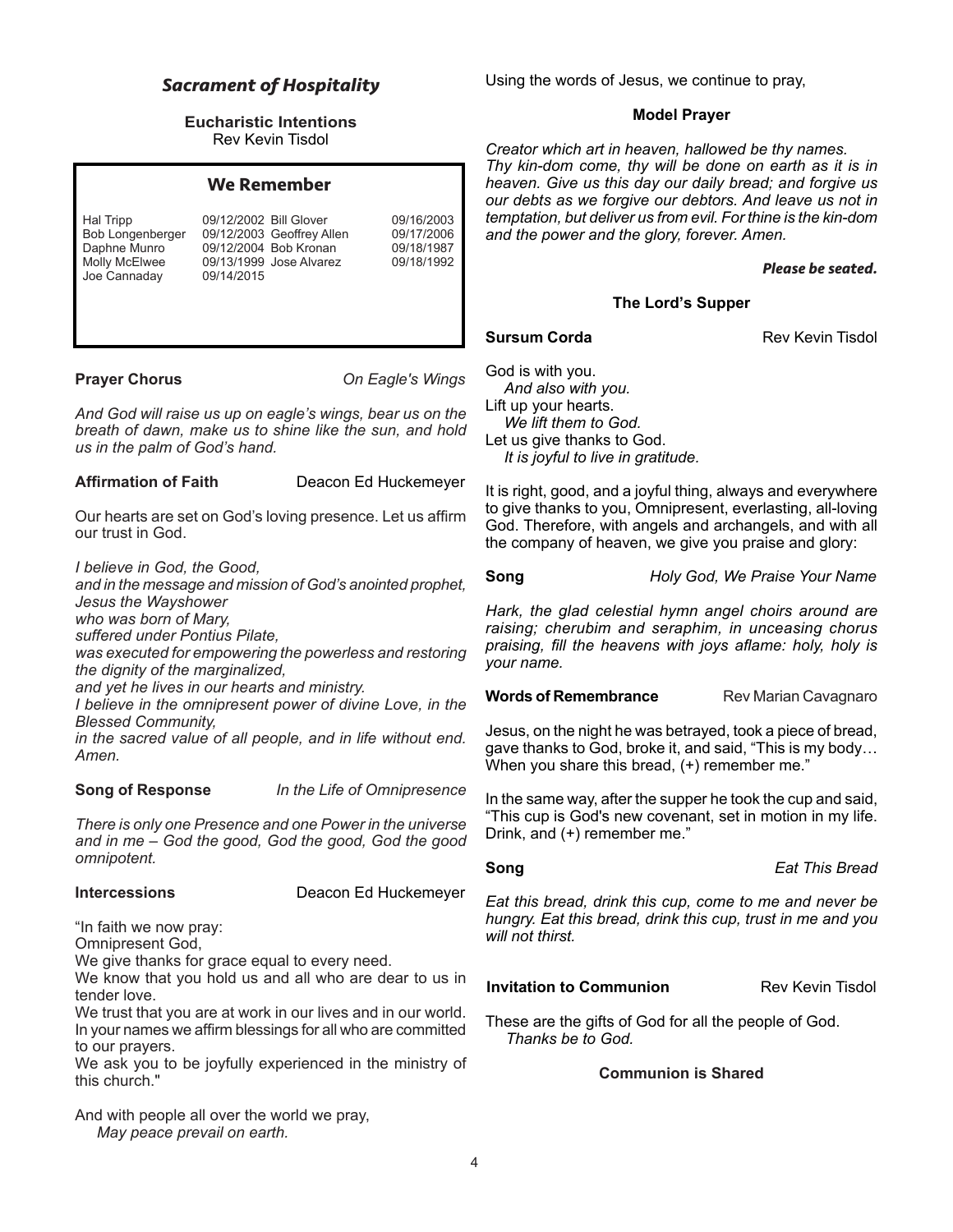## *Sacrament of Hospitality*

**Eucharistic Intentions**
Rev Kevin Tisdol

### We Remember

| | | | |
|---|---|---|---|
| Hal Tripp | 09/12/2002 | Bill Glover | 09/16/2003 |
| Bob Longenberger | 09/12/2003 | Geoffrey Allen | 09/17/2006 |
| Daphne Munro | 09/12/2004 | Bob Kronan | 09/18/1987 |
| Molly McElwee | 09/13/1999 | Jose Alvarez | 09/18/1992 |
| Joe Cannaday | 09/14/2015 | | |

**Prayer Chorus** *On Eagle's Wings*

*And God will raise us up on eagle's wings, bear us on the breath of dawn, make us to shine like the sun, and hold us in the palm of God's hand.*

**Affirmation of Faith** Deacon Ed Huckemeyer

Our hearts are set on God's loving presence. Let us affirm our trust in God.

*I believe in God, the Good,*
*and in the message and mission of God's anointed prophet, Jesus the Wayshower*
*who was born of Mary,*
*suffered under Pontius Pilate,*
*was executed for empowering the powerless and restoring the dignity of the marginalized,*
*and yet he lives in our hearts and ministry.*
*I believe in the omnipresent power of divine Love, in the Blessed Community,*
*in the sacred value of all people, and in life without end. Amen.*

**Song of Response** *In the Life of Omnipresence*

*There is only one Presence and one Power in the universe and in me – God the good, God the good, God the good omnipotent.*

**Intercessions** Deacon Ed Huckemeyer

"In faith we now pray:
Omnipresent God,
We give thanks for grace equal to every need.
We know that you hold us and all who are dear to us in tender love.
We trust that you are at work in our lives and in our world. In your names we affirm blessings for all who are committed to our prayers.
We ask you to be joyfully experienced in the ministry of this church."

And with people all over the world we pray,
*May peace prevail on earth.*

Using the words of Jesus, we continue to pray,

**Model Prayer**

*Creator which art in heaven, hallowed be thy names. Thy kin-dom come, thy will be done on earth as it is in heaven. Give us this day our daily bread; and forgive us our debts as we forgive our debtors. And leave us not in temptation, but deliver us from evil. For thine is the kin-dom and the power and the glory, forever. Amen.*

***Please be seated.***

**The Lord's Supper**

**Sursum Corda** Rev Kevin Tisdol

God is with you.
*And also with you.*
Lift up your hearts.
*We lift them to God.*
Let us give thanks to God.
*It is joyful to live in gratitude.*

It is right, good, and a joyful thing, always and everywhere to give thanks to you, Omnipresent, everlasting, all-loving God. Therefore, with angels and archangels, and with all the company of heaven, we give you praise and glory:

**Song** *Holy God, We Praise Your Name*

*Hark, the glad celestial hymn angel choirs around are raising; cherubim and seraphim, in unceasing chorus praising, fill the heavens with joys aflame: holy, holy is your name.*

**Words of Remembrance** Rev Marian Cavagnaro

Jesus, on the night he was betrayed, took a piece of bread, gave thanks to God, broke it, and said, "This is my body… When you share this bread, (+) remember me."

In the same way, after the supper he took the cup and said, "This cup is God's new covenant, set in motion in my life. Drink, and (+) remember me."

**Song** *Eat This Bread*

*Eat this bread, drink this cup, come to me and never be hungry. Eat this bread, drink this cup, trust in me and you will not thirst.*

**Invitation to Communion** Rev Kevin Tisdol

These are the gifts of God for all the people of God.
*Thanks be to God.*

**Communion is Shared**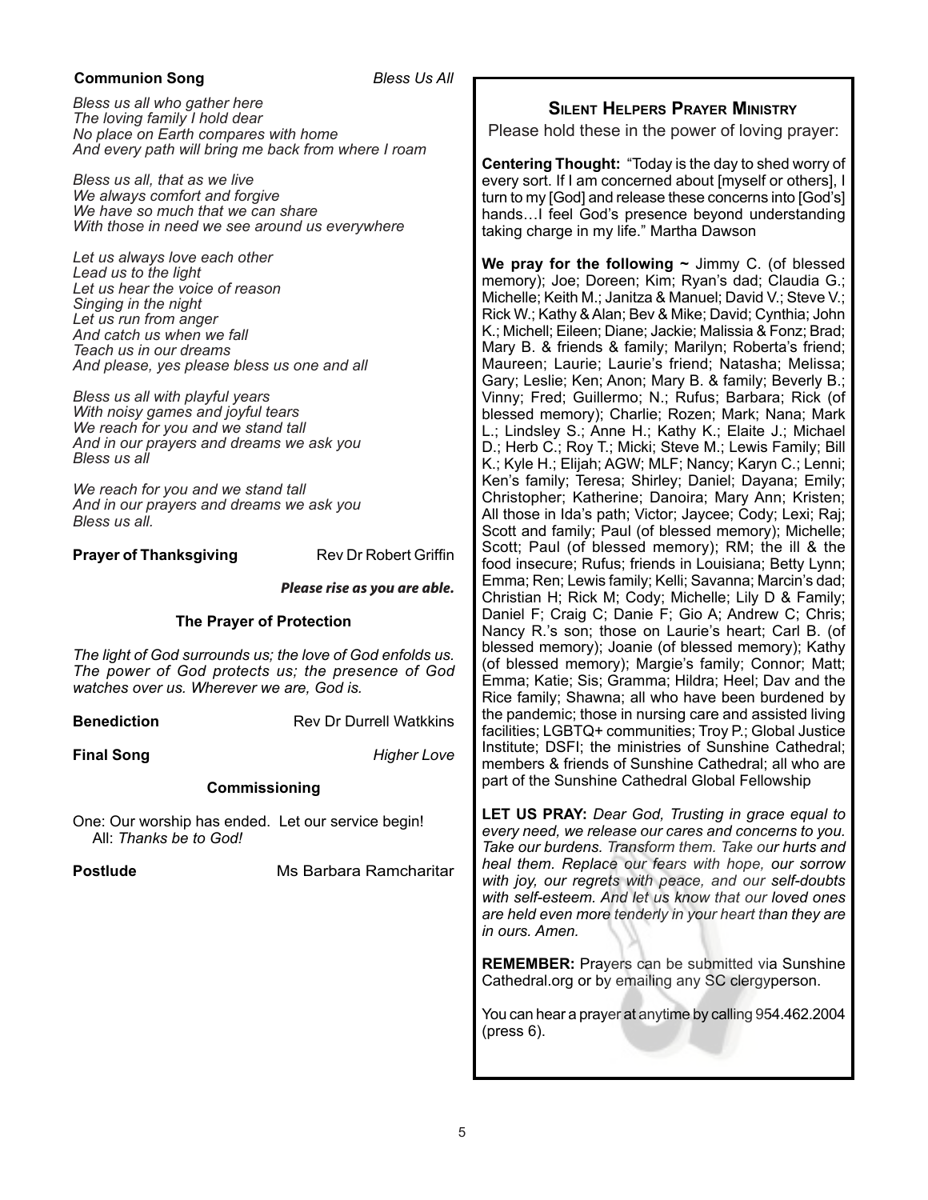**Communion Song** *Bless Us All*

*Bless us all who gather here*
*The loving family I hold dear*
*No place on Earth compares with home*
*And every path will bring me back from where I roam*

*Bless us all, that as we live*
*We always comfort and forgive*
*We have so much that we can share*
*With those in need we see around us everywhere*

*Let us always love each other*
*Lead us to the light*
*Let us hear the voice of reason*
*Singing in the night*
*Let us run from anger*
*And catch us when we fall*
*Teach us in our dreams*
*And please, yes please bless us one and all*

*Bless us all with playful years*
*With noisy games and joyful tears*
*We reach for you and we stand tall*
*And in our prayers and dreams we ask you*
*Bless us all*

*We reach for you and we stand tall*
*And in our prayers and dreams we ask you*
*Bless us all.*

**Prayer of Thanksgiving** Rev Dr Robert Griffin

***Please rise as you are able.***

**The Prayer of Protection**

*The light of God surrounds us; the love of God enfolds us. The power of God protects us; the presence of God watches over us. Wherever we are, God is.*

**Benediction** Rev Dr Durrell Watkkins

**Final Song** *Higher Love*

**Commissioning**

One: Our worship has ended. Let our service begin!
All: *Thanks be to God!*

**Postlude** Ms Barbara Ramcharitar

## Silent Helpers Prayer Ministry

Please hold these in the power of loving prayer:

**Centering Thought:** "Today is the day to shed worry of every sort. If I am concerned about [myself or others], I turn to my [God] and release these concerns into [God's] hands…I feel God's presence beyond understanding taking charge in my life." Martha Dawson

**We pray for the following ~** Jimmy C. (of blessed memory); Joe; Doreen; Kim; Ryan's dad; Claudia G.; Michelle; Keith M.; Janitza & Manuel; David V.; Steve V.; Rick W.; Kathy & Alan; Bev & Mike; David; Cynthia; John K.; Michell; Eileen; Diane; Jackie; Malissia & Fonz; Brad; Mary B. & friends & family; Marilyn; Roberta's friend; Maureen; Laurie; Laurie's friend; Natasha; Melissa; Gary; Leslie; Ken; Anon; Mary B. & family; Beverly B.; Vinny; Fred; Guillermo; N.; Rufus; Barbara; Rick (of blessed memory); Charlie; Rozen; Mark; Nana; Mark L.; Lindsley S.; Anne H.; Kathy K.; Elaite J.; Michael D.; Herb C.; Roy T.; Micki; Steve M.; Lewis Family; Bill K.; Kyle H.; Elijah; AGW; MLF; Nancy; Karyn C.; Lenni; Ken's family; Teresa; Shirley; Daniel; Dayana; Emily; Christopher; Katherine; Danoira; Mary Ann; Kristen; All those in Ida's path; Victor; Jaycee; Cody; Lexi; Raj; Scott and family; Paul (of blessed memory); Michelle; Scott; Paul (of blessed memory); RM; the ill & the food insecure; Rufus; friends in Louisiana; Betty Lynn; Emma; Ren; Lewis family; Kelli; Savanna; Marcin's dad; Christian H; Rick M; Cody; Michelle; Lily D & Family; Daniel F; Craig C; Danie F; Gio A; Andrew C; Chris; Nancy R.'s son; those on Laurie's heart; Carl B. (of blessed memory); Joanie (of blessed memory); Kathy (of blessed memory); Margie's family; Connor; Matt; Emma; Katie; Sis; Gramma; Hildra; Heel; Dav and the Rice family; Shawna; all who have been burdened by the pandemic; those in nursing care and assisted living facilities; LGBTQ+ communities; Troy P.; Global Justice Institute; DSFI; the ministries of Sunshine Cathedral; members & friends of Sunshine Cathedral; all who are part of the Sunshine Cathedral Global Fellowship

**LET US PRAY:** *Dear God, Trusting in grace equal to every need, we release our cares and concerns to you. Take our burdens. Transform them. Take our hurts and heal them. Replace our fears with hope, our sorrow with joy, our regrets with peace, and our self-doubts with self-esteem. And let us know that our loved ones are held even more tenderly in your heart than they are in ours. Amen.*

**REMEMBER:** Prayers can be submitted via SunshineCathedral.org or by emailing any SC clergyperson.

You can hear a prayer at anytime by calling 954.462.2004 (press 6).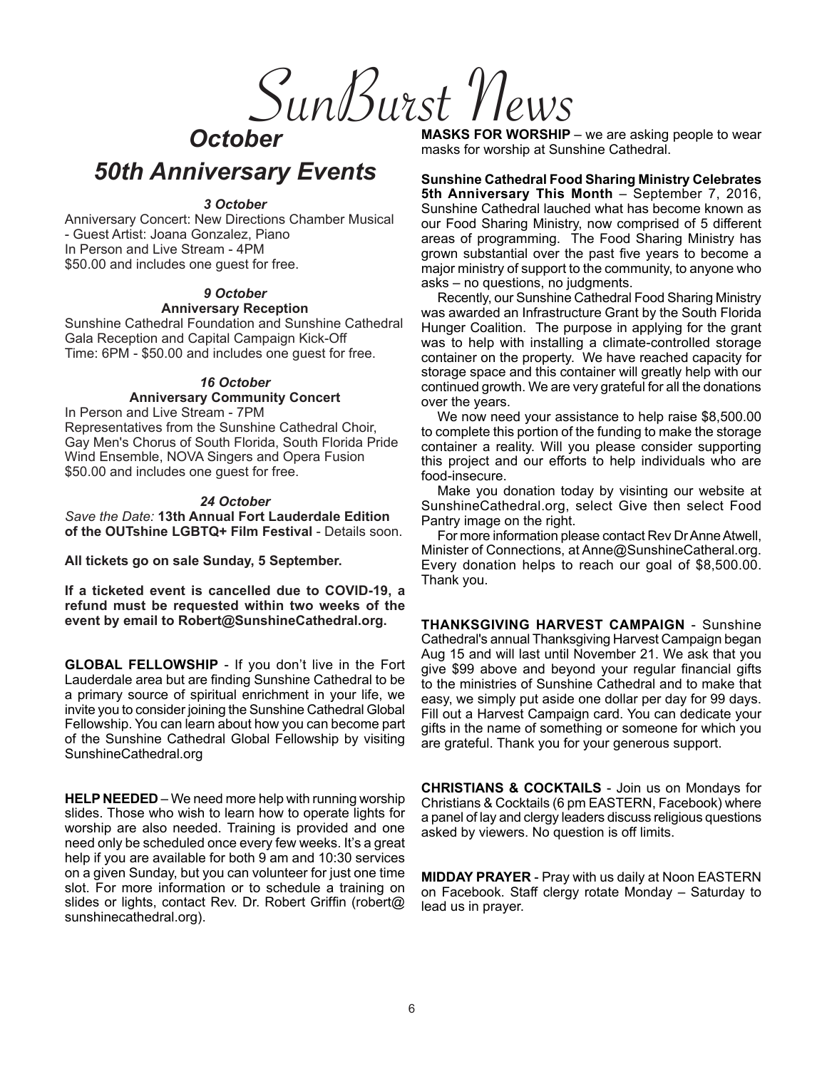# SunBurst News

## *October*
## *50th Anniversary Events*

***3 October***

Anniversary Concert: New Directions Chamber Musical - Guest Artist: Joana Gonzalez, Piano
In Person and Live Stream - 4PM
$50.00 and includes one guest for free.

***9 October***
**Anniversary Reception**

Sunshine Cathedral Foundation and Sunshine Cathedral Gala Reception and Capital Campaign Kick-Off
Time: 6PM - $50.00 and includes one guest for free.

***16 October***
**Anniversary Community Concert**

In Person and Live Stream - 7PM
Representatives from the Sunshine Cathedral Choir, Gay Men's Chorus of South Florida, South Florida Pride Wind Ensemble, NOVA Singers and Opera Fusion
$50.00 and includes one guest for free.

***24 October***

*Save the Date:* **13th Annual Fort Lauderdale Edition of the OUTshine LGBTQ+ Film Festival** - Details soon.

**All tickets go on sale Sunday, 5 September.**

**If a ticketed event is cancelled due to COVID-19, a refund must be requested within two weeks of the event by email to Robert@SunshineCathedral.org.**

**GLOBAL FELLOWSHIP** - If you don't live in the Fort Lauderdale area but are finding Sunshine Cathedral to be a primary source of spiritual enrichment in your life, we invite you to consider joining the Sunshine Cathedral Global Fellowship. You can learn about how you can become part of the Sunshine Cathedral Global Fellowship by visiting SunshineCathedral.org

**HELP NEEDED** – We need more help with running worship slides. Those who wish to learn how to operate lights for worship are also needed. Training is provided and one need only be scheduled once every few weeks. It's a great help if you are available for both 9 am and 10:30 services on a given Sunday, but you can volunteer for just one time slot. For more information or to schedule a training on slides or lights, contact Rev. Dr. Robert Griffin (robert@sunshinecathedral.org).

**MASKS FOR WORSHIP** – we are asking people to wear masks for worship at Sunshine Cathedral.

**Sunshine Cathedral Food Sharing Ministry Celebrates 5th Anniversary This Month** – September 7, 2016, Sunshine Cathedral lauched what has become known as our Food Sharing Ministry, now comprised of 5 different areas of programming. The Food Sharing Ministry has grown substantial over the past five years to become a major ministry of support to the community, to anyone who asks – no questions, no judgments.

Recently, our Sunshine Cathedral Food Sharing Ministry was awarded an Infrastructure Grant by the South Florida Hunger Coalition. The purpose in applying for the grant was to help with installing a climate-controlled storage container on the property. We have reached capacity for storage space and this container will greatly help with our continued growth. We are very grateful for all the donations over the years.

We now need your assistance to help raise $8,500.00 to complete this portion of the funding to make the storage container a reality. Will you please consider supporting this project and our efforts to help individuals who are food-insecure.

Make you donation today by visinting our website at SunshineCathedral.org, select Give then select Food Pantry image on the right.

For more information please contact Rev Dr Anne Atwell, Minister of Connections, at Anne@SunshineCatheral.org. Every donation helps to reach our goal of $8,500.00. Thank you.

**THANKSGIVING HARVEST CAMPAIGN** - Sunshine Cathedral's annual Thanksgiving Harvest Campaign began Aug 15 and will last until November 21. We ask that you give $99 above and beyond your regular financial gifts to the ministries of Sunshine Cathedral and to make that easy, we simply put aside one dollar per day for 99 days. Fill out a Harvest Campaign card. You can dedicate your gifts in the name of something or someone for which you are grateful. Thank you for your generous support.

**CHRISTIANS & COCKTAILS** - Join us on Mondays for Christians & Cocktails (6 pm EASTERN, Facebook) where a panel of lay and clergy leaders discuss religious questions asked by viewers. No question is off limits.

**MIDDAY PRAYER** - Pray with us daily at Noon EASTERN on Facebook. Staff clergy rotate Monday – Saturday to lead us in prayer.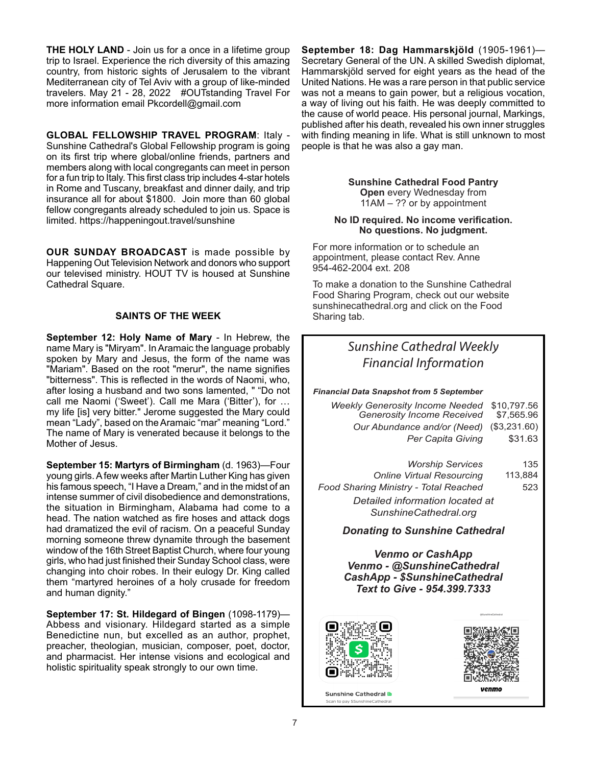**THE HOLY LAND** - Join us for a once in a lifetime group trip to Israel. Experience the rich diversity of this amazing country, from historic sights of Jerusalem to the vibrant Mediterranean city of Tel Aviv with a group of like-minded travelers. May 21 - 28, 2022 #OUTstanding Travel For more information email Pkcordell@gmail.com

**GLOBAL FELLOWSHIP TRAVEL PROGRAM**: Italy - Sunshine Cathedral's Global Fellowship program is going on its first trip where global/online friends, partners and members along with local congregants can meet in person for a fun trip to Italy. This first class trip includes 4-star hotels in Rome and Tuscany, breakfast and dinner daily, and trip insurance all for about $1800. Join more than 60 global fellow congregants already scheduled to join us. Space is limited. https://happeningout.travel/sunshine

**OUR SUNDAY BROADCAST** is made possible by Happening Out Television Network and donors who support our televised ministry. HOUT TV is housed at Sunshine Cathedral Square.

## SAINTS OF THE WEEK

**September 12: Holy Name of Mary** - In Hebrew, the name Mary is "Miryam". In Aramaic the language probably spoken by Mary and Jesus, the form of the name was "Mariam". Based on the root "merur", the name signifies "bitterness". This is reflected in the words of Naomi, who, after losing a husband and two sons lamented, " "Do not call me Naomi ('Sweet'). Call me Mara ('Bitter'), for … my life [is] very bitter." Jerome suggested the Mary could mean "Lady", based on the Aramaic "mar" meaning "Lord." The name of Mary is venerated because it belongs to the Mother of Jesus.

**September 15: Martyrs of Birmingham** (d. 1963)—Four young girls. A few weeks after Martin Luther King has given his famous speech, "I Have a Dream," and in the midst of an intense summer of civil disobedience and demonstrations, the situation in Birmingham, Alabama had come to a head. The nation watched as fire hoses and attack dogs had dramatized the evil of racism. On a peaceful Sunday morning someone threw dynamite through the basement window of the 16th Street Baptist Church, where four young girls, who had just finished their Sunday School class, were changing into choir robes. In their eulogy Dr. King called them "martyred heroines of a holy crusade for freedom and human dignity."

**September 17: St. Hildegard of Bingen** (1098-1179)—Abbess and visionary. Hildegard started as a simple Benedictine nun, but excelled as an author, prophet, preacher, theologian, musician, composer, poet, doctor, and pharmacist. Her intense visions and ecological and holistic spirituality speak strongly to our own time.

**September 18: Dag Hammarskjöld** (1905-1961)—Secretary General of the UN. A skilled Swedish diplomat, Hammarskjöld served for eight years as the head of the United Nations. He was a rare person in that public service was not a means to gain power, but a religious vocation, a way of living out his faith. He was deeply committed to the cause of world peace. His personal journal, Markings, published after his death, revealed his own inner struggles with finding meaning in life. What is still unknown to most people is that he was also a gay man.

**Sunshine Cathedral Food Pantry**
**Open** every Wednesday from 11AM – ?? or by appointment

**No ID required. No income verification. No questions. No judgment.**

For more information or to schedule an appointment, please contact Rev. Anne 954-462-2004 ext. 208

To make a donation to the Sunshine Cathedral Food Sharing Program, check out our website sunshinecathedral.org and click on the Food Sharing tab.

## *Sunshine Cathedral Weekly Financial Information*

***Financial Data Snapshot from 5 September***

| | |
|---|---|
| *Weekly Generosity Income Needed* | $10,797.56 |
| *Generosity Income Received* | $7,565.96 |
| *Our Abundance and/or (Need)* | ($3,231.60) |
| *Per Capita Giving* | $31.63 |
| *Worship Services* | 135 |
| *Online Virtual Resourcing* | 113,884 |
| *Food Sharing Ministry - Total Reached* | 523 |

*Detailed information located at SunshineCathedral.org*

***Donating to Sunshine Cathedral***

***Venmo or CashApp***
***Venmo - @SunshineCathedral***
***CashApp - $SunshineCathedral***
***Text to Give - 954.399.7333***

Sunshine Cathedral
Scan to pay $SunshineCathedral

@SunshineCathedral
venmo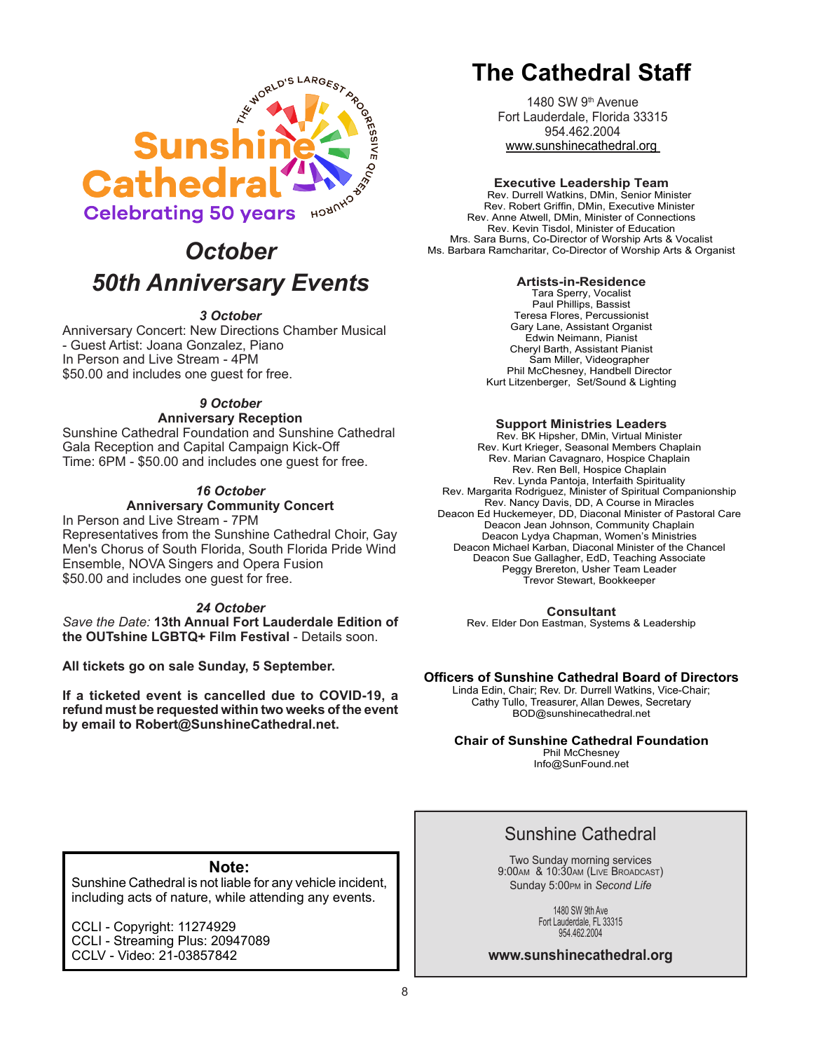Sunshine Cathedral

THE WORLD'S LARGEST PROGRESSIVE QUEER CHURCH

Celebrating 50 years

# *October*
# *50th Anniversary Events*

***3 October***
Anniversary Concert: New Directions Chamber Musical - Guest Artist: Joana Gonzalez, Piano
In Person and Live Stream - 4PM
$50.00 and includes one guest for free.

***9 October***
**Anniversary Reception**
Sunshine Cathedral Foundation and Sunshine Cathedral Gala Reception and Capital Campaign Kick-Off
Time: 6PM - $50.00 and includes one guest for free.

***16 October***
**Anniversary Community Concert**
In Person and Live Stream - 7PM
Representatives from the Sunshine Cathedral Choir, Gay Men's Chorus of South Florida, South Florida Pride Wind Ensemble, NOVA Singers and Opera Fusion
$50.00 and includes one guest for free.

***24 October***
*Save the Date:* **13th Annual Fort Lauderdale Edition of the OUTshine LGBTQ+ Film Festival** - Details soon.

**All tickets go on sale Sunday, 5 September.**

**If a ticketed event is cancelled due to COVID-19, a refund must be requested within two weeks of the event by email to Robert@SunshineCathedral.net.**

**Note:**
Sunshine Cathedral is not liable for any vehicle incident, including acts of nature, while attending any events.

CCLI - Copyright: 11274929
CCLI - Streaming Plus: 20947089
CCLV - Video: 21-03857842

# The Cathedral Staff

1480 SW 9th Avenue
Fort Lauderdale, Florida 33315
954.462.2004
www.sunshinecathedral.org

**Executive Leadership Team**
Rev. Durrell Watkins, DMin, Senior Minister
Rev. Robert Griffin, DMin, Executive Minister
Rev. Anne Atwell, DMin, Minister of Connections
Rev. Kevin Tisdol, Minister of Education
Mrs. Sara Burns, Co-Director of Worship Arts & Vocalist
Ms. Barbara Ramcharitar, Co-Director of Worship Arts & Organist

**Artists-in-Residence**
Tara Sperry, Vocalist
Paul Phillips, Bassist
Teresa Flores, Percussionist
Gary Lane, Assistant Organist
Edwin Neimann, Pianist
Cheryl Barth, Assistant Pianist
Sam Miller, Videographer
Phil McChesney, Handbell Director
Kurt Litzenberger, Set/Sound & Lighting

**Support Ministries Leaders**
Rev. BK Hipsher, DMin, Virtual Minister
Rev. Kurt Krieger, Seasonal Members Chaplain
Rev. Marian Cavagnaro, Hospice Chaplain
Rev. Ren Bell, Hospice Chaplain
Rev. Lynda Pantoja, Interfaith Spirituality
Rev. Margarita Rodriguez, Minister of Spiritual Companionship
Rev. Nancy Davis, DD, A Course in Miracles
Deacon Ed Huckemeyer, DD, Diaconal Minister of Pastoral Care
Deacon Jean Johnson, Community Chaplain
Deacon Lydya Chapman, Women's Ministries
Deacon Michael Karban, Diaconal Minister of the Chancel
Deacon Sue Gallagher, EdD, Teaching Associate
Peggy Brereton, Usher Team Leader
Trevor Stewart, Bookkeeper

**Consultant**
Rev. Elder Don Eastman, Systems & Leadership

**Officers of Sunshine Cathedral Board of Directors**
Linda Edin, Chair; Rev. Dr. Durrell Watkins, Vice-Chair;
Cathy Tullo, Treasurer, Allan Dewes, Secretary
BOD@sunshinecathedral.net

**Chair of Sunshine Cathedral Foundation**
Phil McChesney
Info@SunFound.net

Sunshine Cathedral

Two Sunday morning services
9:00AM & 10:30AM (LIVE BROADCAST)
Sunday 5:00PM in *Second Life*

1480 SW 9th Ave
Fort Lauderdale, FL 33315
954.462.2004

**www.sunshinecathedral.org**